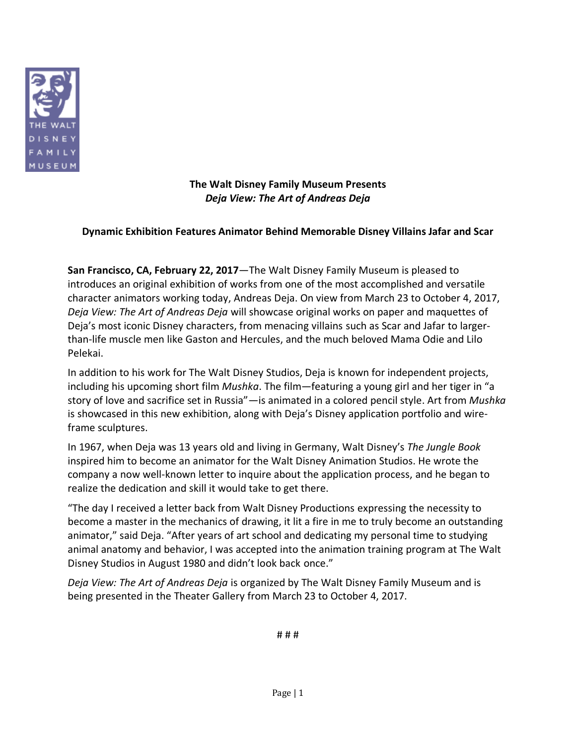# The Walt Disney Family Museum Presents *Deja View: The Art of Andreas Deja*

## Dynamic Exhibition Features Animator Behind Memorable Disney Villains Jafar and Scar

**San Francisco, CA, February 22, 2017**—The Walt Disney Family Museum is pleased to introduces an original exhibition of works from one of the most accomplished and versatile character animators working today, Andreas Deja. On view from March 23 to October 4, 2017, *Deja View: The Art of Andreas Deja* will showcase original works on paper and maquettes of Deja's most iconic Disney characters, from menacing villains such as Scar and Jafar to larger-than-life muscle men like Gaston and Hercules, and the much beloved Mama Odie and Lilo Pelekai.

In addition to his work for The Walt Disney Studios, Deja is known for independent projects, including his upcoming short film *Mushka*. The film—featuring a young girl and her tiger in "a story of love and sacrifice set in Russia"—is animated in a colored pencil style. Art from *Mushka* is showcased in this new exhibition, along with Deja's Disney application portfolio and wire-frame sculptures.

In 1967, when Deja was 13 years old and living in Germany, Walt Disney's *The Jungle Book* inspired him to become an animator for the Walt Disney Animation Studios. He wrote the company a now well-known letter to inquire about the application process, and he began to realize the dedication and skill it would take to get there.

"The day I received a letter back from Walt Disney Productions expressing the necessity to become a master in the mechanics of drawing, it lit a fire in me to truly become an outstanding animator," said Deja. "After years of art school and dedicating my personal time to studying animal anatomy and behavior, I was accepted into the animation training program at The Walt Disney Studios in August 1980 and didn't look back once."

*Deja View: The Art of Andreas Deja* is organized by The Walt Disney Family Museum and is being presented in the Theater Gallery from March 23 to October 4, 2017.

# # #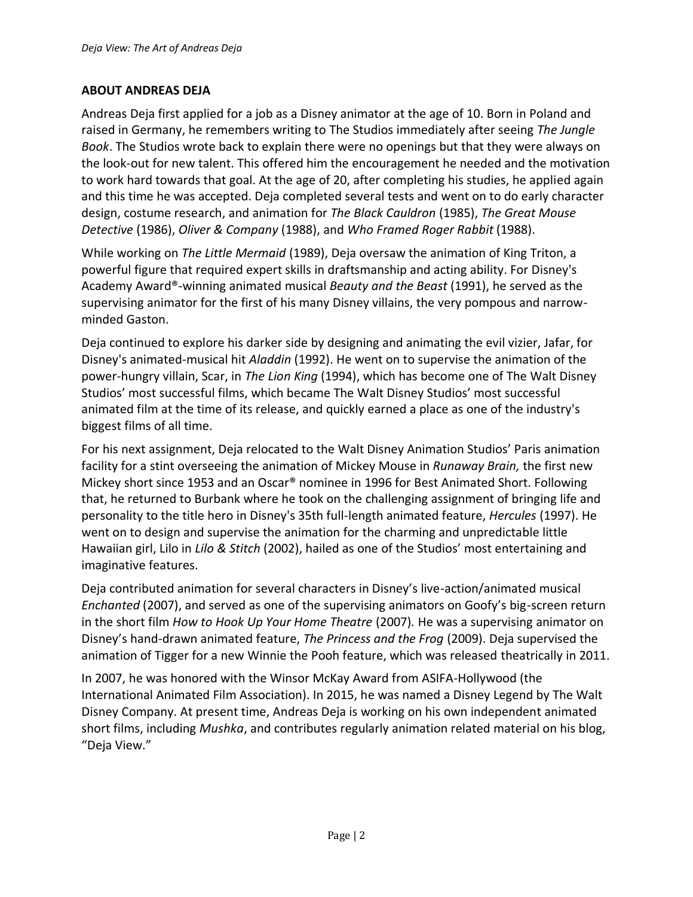## ABOUT ANDREAS DEJA

Andreas Deja first applied for a job as a Disney animator at the age of 10. Born in Poland and raised in Germany, he remembers writing to The Studios immediately after seeing *The Jungle Book*. The Studios wrote back to explain there were no openings but that they were always on the look-out for new talent. This offered him the encouragement he needed and the motivation to work hard towards that goal. At the age of 20, after completing his studies, he applied again and this time he was accepted. Deja completed several tests and went on to do early character design, costume research, and animation for *The Black Cauldron* (1985), *The Great Mouse Detective* (1986), *Oliver & Company* (1988), and *Who Framed Roger Rabbit* (1988).

While working on *The Little Mermaid* (1989), Deja oversaw the animation of King Triton, a powerful figure that required expert skills in draftsmanship and acting ability. For Disney's Academy Award®-winning animated musical *Beauty and the Beast* (1991), he served as the supervising animator for the first of his many Disney villains, the very pompous and narrow-minded Gaston.

Deja continued to explore his darker side by designing and animating the evil vizier, Jafar, for Disney's animated-musical hit *Aladdin* (1992). He went on to supervise the animation of the power-hungry villain, Scar, in *The Lion King* (1994), which has become one of The Walt Disney Studios' most successful films, which became The Walt Disney Studios' most successful animated film at the time of its release, and quickly earned a place as one of the industry's biggest films of all time.

For his next assignment, Deja relocated to the Walt Disney Animation Studios' Paris animation facility for a stint overseeing the animation of Mickey Mouse in *Runaway Brain,* the first new Mickey short since 1953 and an Oscar® nominee in 1996 for Best Animated Short. Following that, he returned to Burbank where he took on the challenging assignment of bringing life and personality to the title hero in Disney's 35th full-length animated feature, *Hercules* (1997). He went on to design and supervise the animation for the charming and unpredictable little Hawaiian girl, Lilo in *Lilo & Stitch* (2002), hailed as one of the Studios' most entertaining and imaginative features.

Deja contributed animation for several characters in Disney's live-action/animated musical *Enchanted* (2007), and served as one of the supervising animators on Goofy's big-screen return in the short film *How to Hook Up Your Home Theatre* (2007)*.* He was a supervising animator on Disney's hand-drawn animated feature, *The Princess and the Frog* (2009). Deja supervised the animation of Tigger for a new Winnie the Pooh feature, which was released theatrically in 2011.

In 2007, he was honored with the Winsor McKay Award from ASIFA-Hollywood (the International Animated Film Association). In 2015, he was named a Disney Legend by The Walt Disney Company. At present time, Andreas Deja is working on his own independent animated short films, including *Mushka*, and contributes regularly animation related material on his blog, "Deja View."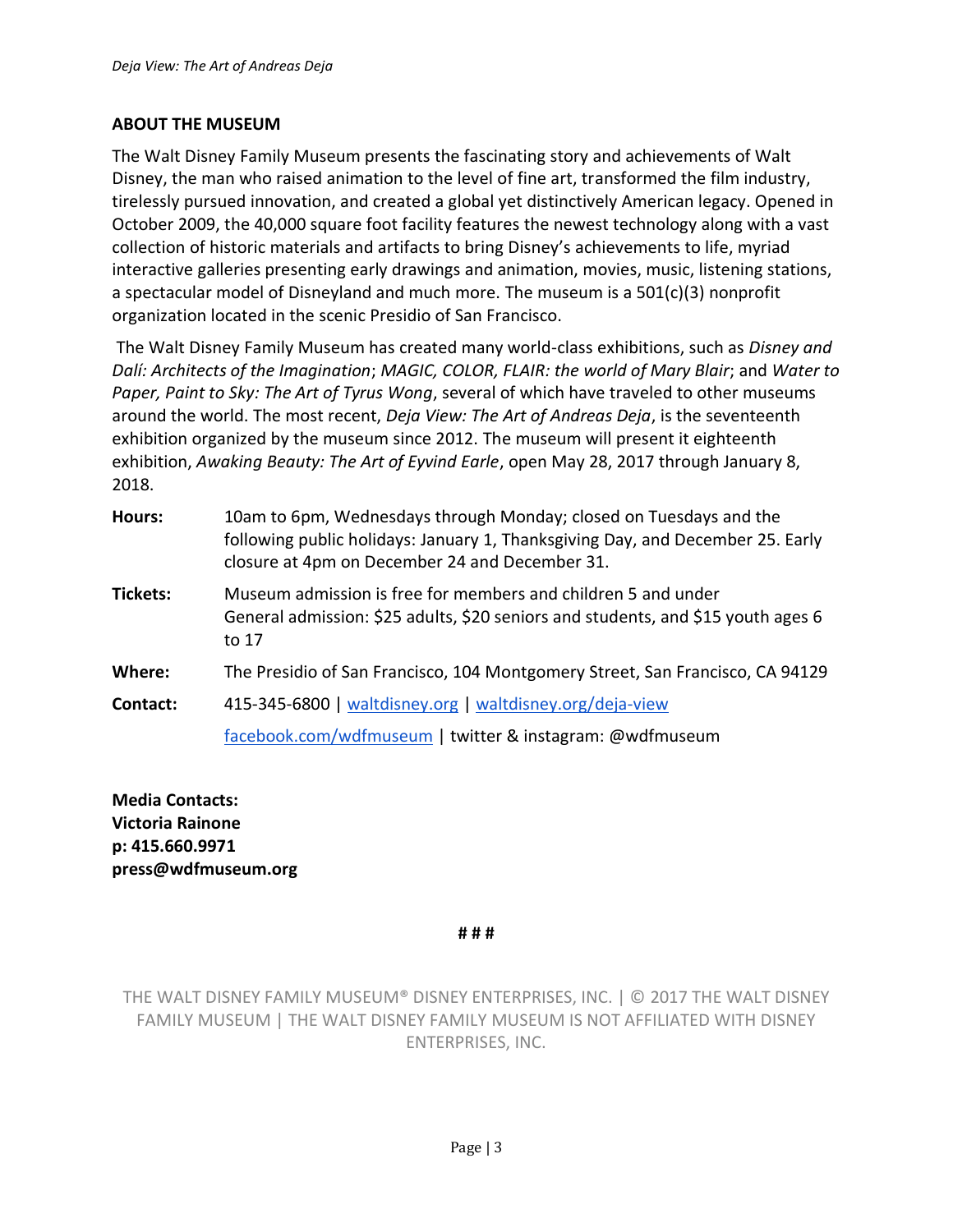## ABOUT THE MUSEUM

The Walt Disney Family Museum presents the fascinating story and achievements of Walt Disney, the man who raised animation to the level of fine art, transformed the film industry, tirelessly pursued innovation, and created a global yet distinctively American legacy. Opened in October 2009, the 40,000 square foot facility features the newest technology along with a vast collection of historic materials and artifacts to bring Disney's achievements to life, myriad interactive galleries presenting early drawings and animation, movies, music, listening stations, a spectacular model of Disneyland and much more. The museum is a 501(c)(3) nonprofit organization located in the scenic Presidio of San Francisco.

The Walt Disney Family Museum has created many world-class exhibitions, such as *Disney and Dalí: Architects of the Imagination*; *MAGIC, COLOR, FLAIR: the world of Mary Blair*; and *Water to Paper, Paint to Sky: The Art of Tyrus Wong*, several of which have traveled to other museums around the world. The most recent, *Deja View: The Art of Andreas Deja*, is the seventeenth exhibition organized by the museum since 2012. The museum will present it eighteenth exhibition, *Awaking Beauty: The Art of Eyvind Earle*, open May 28, 2017 through January 8, 2018.

| | |
|---|---|
| **Hours:** | 10am to 6pm, Wednesdays through Monday; closed on Tuesdays and the following public holidays: January 1, Thanksgiving Day, and December 25. Early closure at 4pm on December 24 and December 31. |
| **Tickets:** | Museum admission is free for members and children 5 and under<br>General admission: $25 adults, $20 seniors and students, and $15 youth ages 6 to 17 |
| **Where:** | The Presidio of San Francisco, 104 Montgomery Street, San Francisco, CA 94129 |
| **Contact:** | 415-345-6800 \| waltdisney.org \| waltdisney.org/deja-view<br>facebook.com/wdfmuseum \| twitter & instagram: @wdfmuseum |

**Media Contacts:**
**Victoria Rainone**
**p: 415.660.9971**
**press@wdfmuseum.org**

**# # #**

THE WALT DISNEY FAMILY MUSEUM® DISNEY ENTERPRISES, INC. | © 2017 THE WALT DISNEY FAMILY MUSEUM | THE WALT DISNEY FAMILY MUSEUM IS NOT AFFILIATED WITH DISNEY ENTERPRISES, INC.